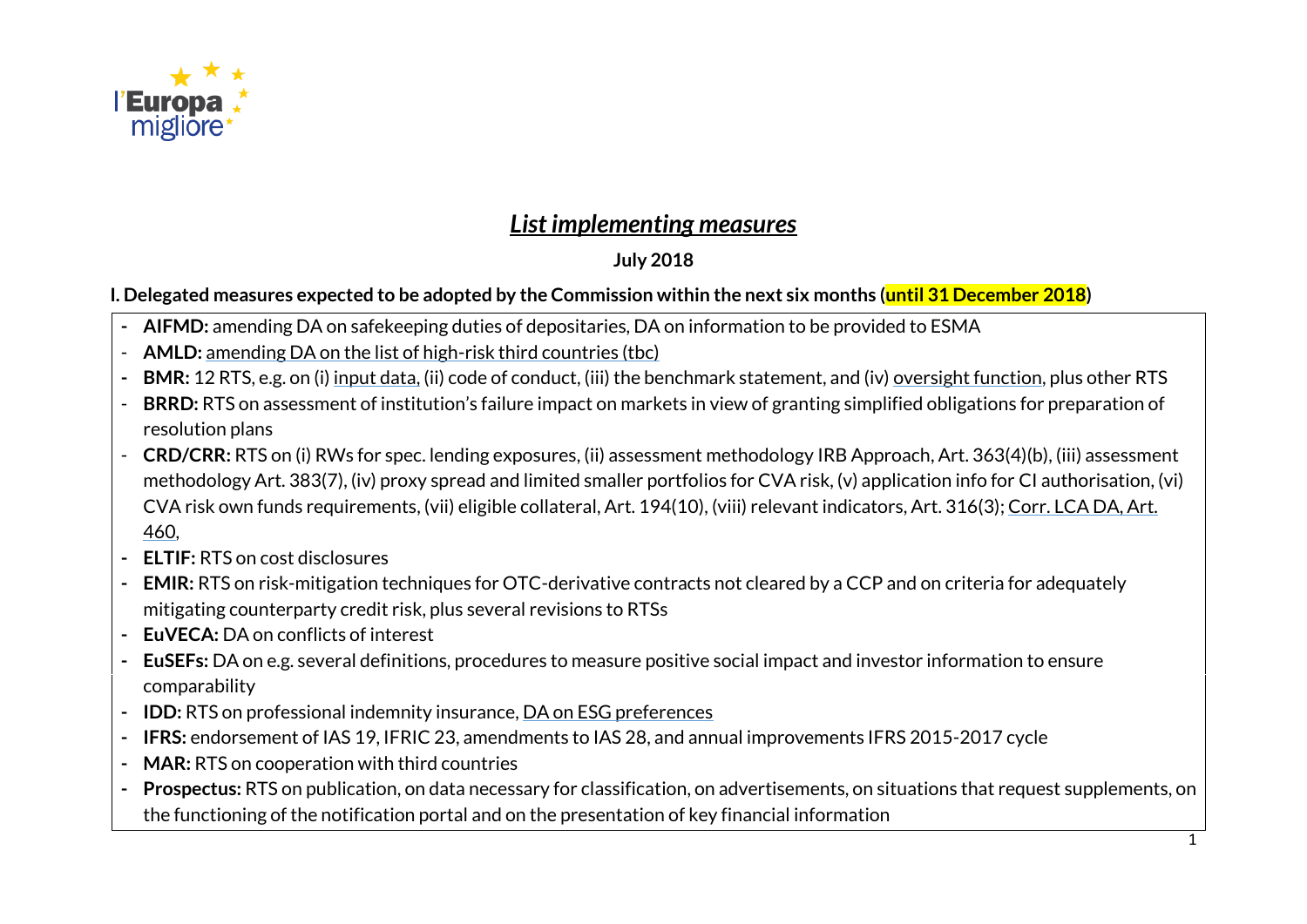# *List implementing measures*

**July 2018**

**I. Delegated measures expected to be adopted by the Commission within the next six months (until 31 December 2018)**

- **AIFMD:** amending DA on safekeeping duties of depositaries, DA on information to be provided to ESMA
- **AMLD:** amending DA on the list of high-risk third countries (tbc)
- **BMR:** 12 RTS, e.g. on (i) input data, (ii) code of conduct, (iii) the benchmark statement, and (iv) oversight function, plus other RTS
- **BRRD:** RTS on assessment of institution's failure impact on markets in view of granting simplified obligations for preparation of resolution plans
- **CRD/CRR:** RTS on (i) RWs for spec. lending exposures, (ii) assessment methodology IRB Approach, Art. 363(4)(b), (iii) assessment methodology Art. 383(7), (iv) proxy spread and limited smaller portfolios for CVA risk, (v) application info for CI authorisation, (vi) CVA risk own funds requirements, (vii) eligible collateral, Art. 194(10), (viii) relevant indicators, Art. 316(3); Corr. LCA DA, Art. 460,
- **ELTIF:** RTS on cost disclosures
- **EMIR:** RTS on risk-mitigation techniques for OTC-derivative contracts not cleared by a CCP and on criteria for adequately mitigating counterparty credit risk, plus several revisions to RTSs
- **EuVECA:** DA on conflicts of interest
- **EuSEFs:** DA on e.g. several definitions, procedures to measure positive social impact and investor information to ensure comparability
- **IDD:** RTS on professional indemnity insurance, DA on ESG preferences
- **IFRS:** endorsement of IAS 19, IFRIC 23, amendments to IAS 28, and annual improvements IFRS 2015-2017 cycle
- **MAR:** RTS on cooperation with third countries
- **Prospectus:** RTS on publication, on data necessary for classification, on advertisements, on situations that request supplements, on the functioning of the notification portal and on the presentation of key financial information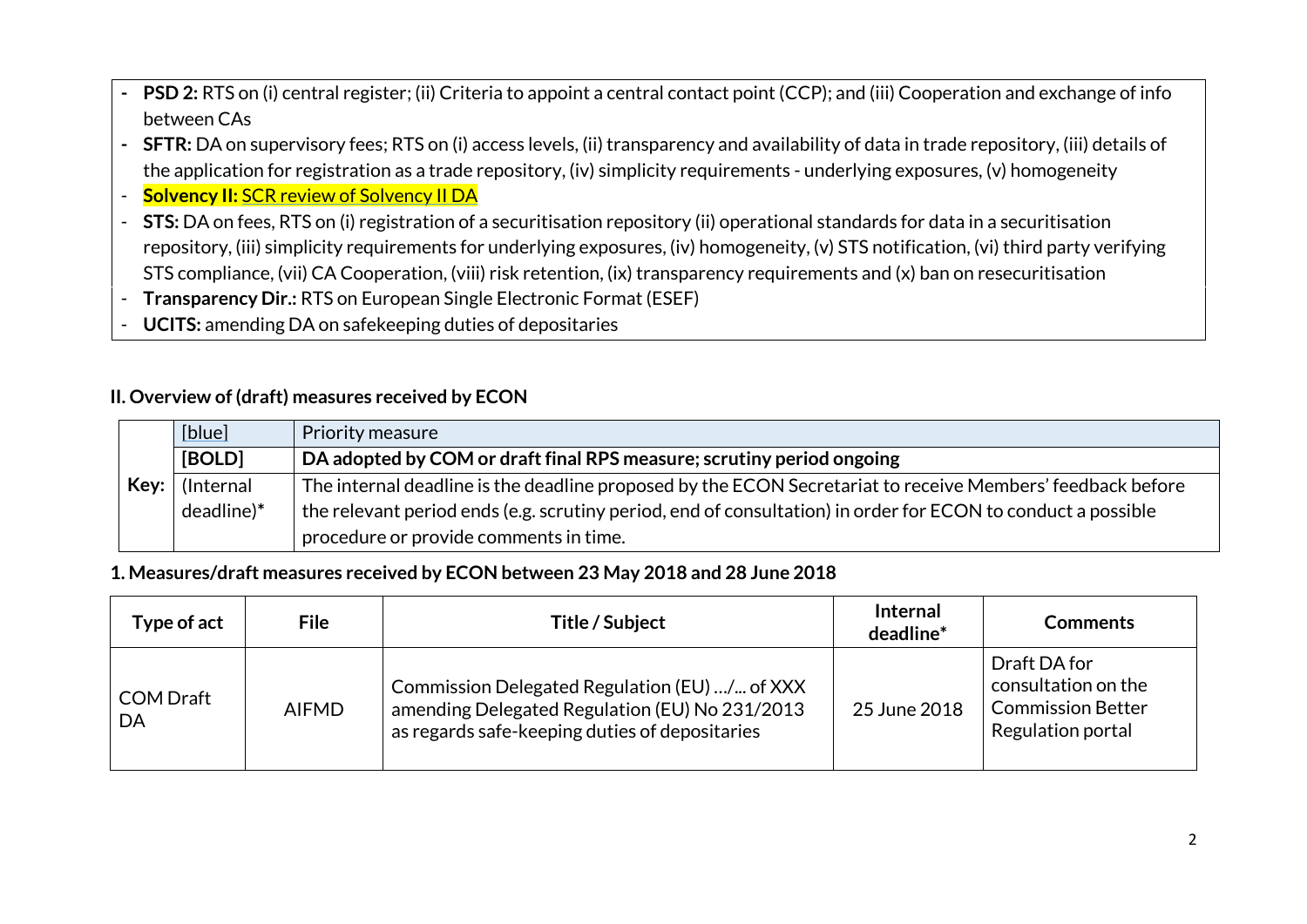- **PSD 2:** RTS on (i) central register; (ii) Criteria to appoint a central contact point (CCP); and (iii) Cooperation and exchange of info between CAs
- **SFTR:** DA on supervisory fees; RTS on (i) access levels, (ii) transparency and availability of data in trade repository, (iii) details of the application for registration as a trade repository, (iv) simplicity requirements - underlying exposures, (v) homogeneity
- **Solvency II:** SCR review of Solvency II DA
- **STS:** DA on fees, RTS on (i) registration of a securitisation repository (ii) operational standards for data in a securitisation repository, (iii) simplicity requirements for underlying exposures, (iv) homogeneity, (v) STS notification, (vi) third party verifying STS compliance, (vii) CA Cooperation, (viii) risk retention, (ix) transparency requirements and (x) ban on resecuritisation
- **Transparency Dir.:** RTS on European Single Electronic Format (ESEF)
- **UCITS:** amending DA on safekeeping duties of depositaries

## II. Overview of (draft) measures received by ECON

| Key: | | |
|---|---|---|
| | [blue] | Priority measure |
| | **[BOLD]** | **DA adopted by COM or draft final RPS measure; scrutiny period ongoing** |
| | (Internal deadline)* | The internal deadline is the deadline proposed by the ECON Secretariat to receive Members' feedback before the relevant period ends (e.g. scrutiny period, end of consultation) in order for ECON to conduct a possible procedure or provide comments in time. |

### 1. Measures/draft measures received by ECON between 23 May 2018 and 28 June 2018

| Type of act | File | Title / Subject | Internal deadline* | Comments |
|---|---|---|---|---|
| COM Draft DA | AIFMD | Commission Delegated Regulation (EU) …/... of XXX amending Delegated Regulation (EU) No 231/2013 as regards safe-keeping duties of depositaries | 25 June 2018 | Draft DA for consultation on the Commission Better Regulation portal |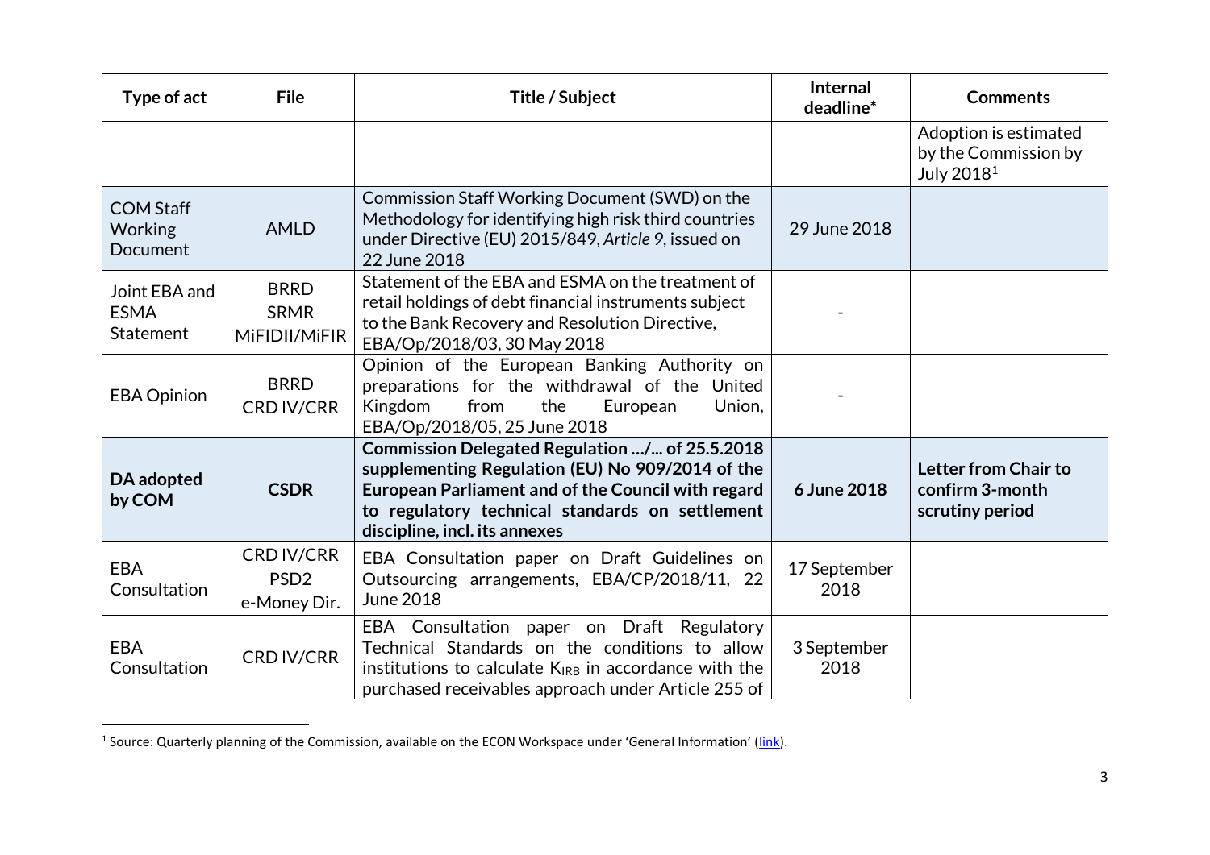| Type of act | File | Title / Subject | Internal deadline* | Comments |
|---|---|---|---|---|
| | | | | Adoption is estimated by the Commission by July 2018[1] |
| COM Staff Working Document | AMLD | Commission Staff Working Document (SWD) on the Methodology for identifying high risk third countries under Directive (EU) 2015/849, *Article 9*, issued on 22 June 2018 | 29 June 2018 | |
| Joint EBA and ESMA Statement | BRRD SRMR MiFIDII/MiFIR | Statement of the EBA and ESMA on the treatment of retail holdings of debt financial instruments subject to the Bank Recovery and Resolution Directive, EBA/Op/2018/03, 30 May 2018 | - | |
| EBA Opinion | BRRD CRD IV/CRR | Opinion of the European Banking Authority on preparations for the withdrawal of the United Kingdom from the European Union, EBA/Op/2018/05, 25 June 2018 | - | |
| **DA adopted by COM** | **CSDR** | **Commission Delegated Regulation .../... of 25.5.2018 supplementing Regulation (EU) No 909/2014 of the European Parliament and of the Council with regard to regulatory technical standards on settlement discipline, incl. its annexes** | **6 June 2018** | **Letter from Chair to confirm 3-month scrutiny period** |
| EBA Consultation | CRD IV/CRR PSD2 e-Money Dir. | EBA Consultation paper on Draft Guidelines on Outsourcing arrangements, EBA/CP/2018/11, 22 June 2018 | 17 September 2018 | |
| EBA Consultation | CRD IV/CRR | EBA Consultation paper on Draft Regulatory Technical Standards on the conditions to allow institutions to calculate $K_{IRB}$ in accordance with the purchased receivables approach under Article 255 of | 3 September 2018 | |

[1] Source: Quarterly planning of the Commission, available on the ECON Workspace under 'General Information' (link).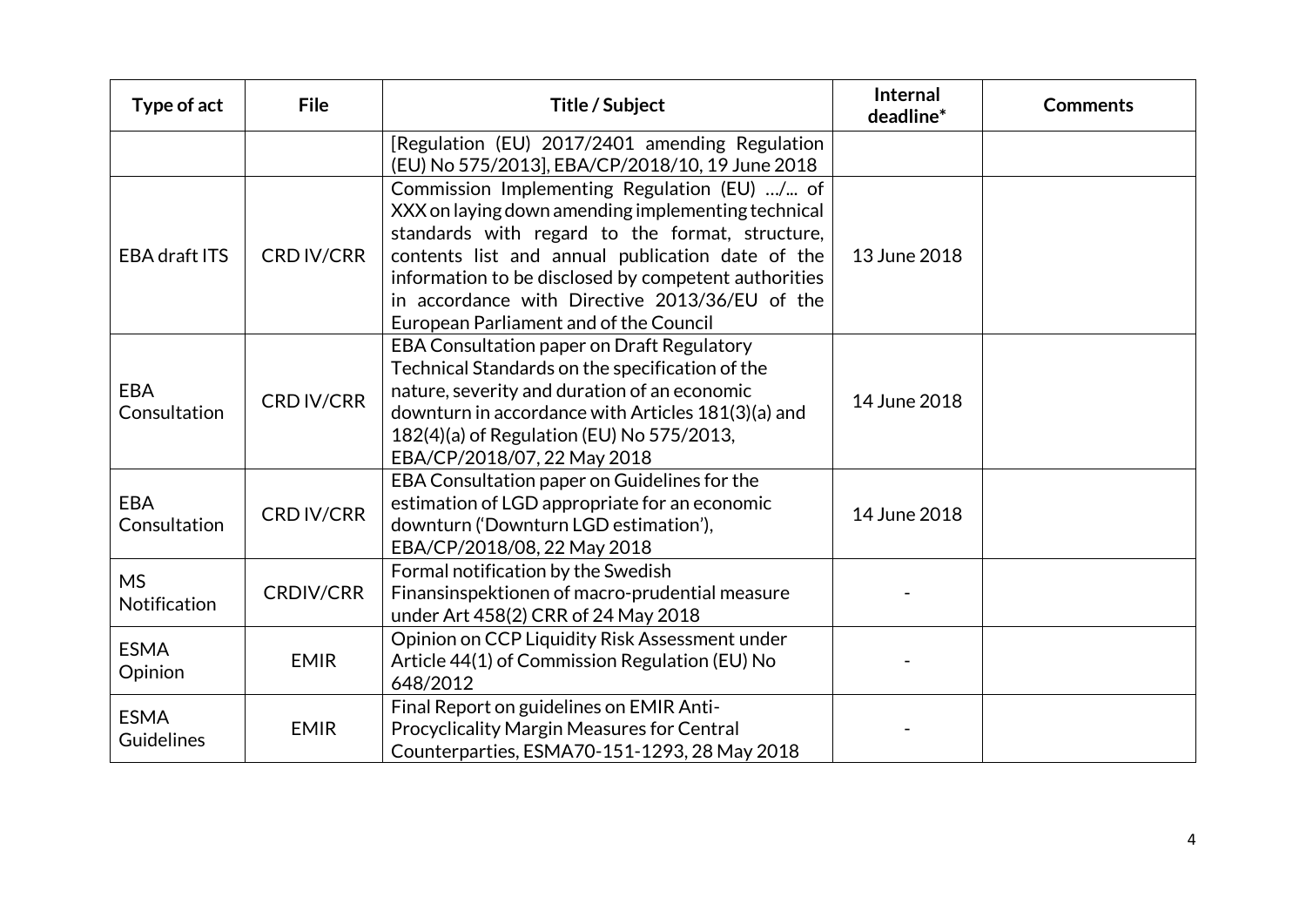| Type of act | File | Title / Subject | Internal deadline* | Comments |
|---|---|---|---|---|
| | | [Regulation (EU) 2017/2401 amending Regulation (EU) No 575/2013], EBA/CP/2018/10, 19 June 2018 | | |
| EBA draft ITS | CRD IV/CRR | Commission Implementing Regulation (EU) …/... of XXX on laying down amending implementing technical standards with regard to the format, structure, contents list and annual publication date of the information to be disclosed by competent authorities in accordance with Directive 2013/36/EU of the European Parliament and of the Council | 13 June 2018 | |
| EBA Consultation | CRD IV/CRR | EBA Consultation paper on Draft Regulatory Technical Standards on the specification of the nature, severity and duration of an economic downturn in accordance with Articles 181(3)(a) and 182(4)(a) of Regulation (EU) No 575/2013, EBA/CP/2018/07, 22 May 2018 | 14 June 2018 | |
| EBA Consultation | CRD IV/CRR | EBA Consultation paper on Guidelines for the estimation of LGD appropriate for an economic downturn ('Downturn LGD estimation'), EBA/CP/2018/08, 22 May 2018 | 14 June 2018 | |
| MS Notification | CRDIV/CRR | Formal notification by the Swedish Finansinspektionen of macro-prudential measure under Art 458(2) CRR of 24 May 2018 | - | |
| ESMA Opinion | EMIR | Opinion on CCP Liquidity Risk Assessment under Article 44(1) of Commission Regulation (EU) No 648/2012 | - | |
| ESMA Guidelines | EMIR | Final Report on guidelines on EMIR Anti-Procyclicality Margin Measures for Central Counterparties, ESMA70-151-1293, 28 May 2018 | - | |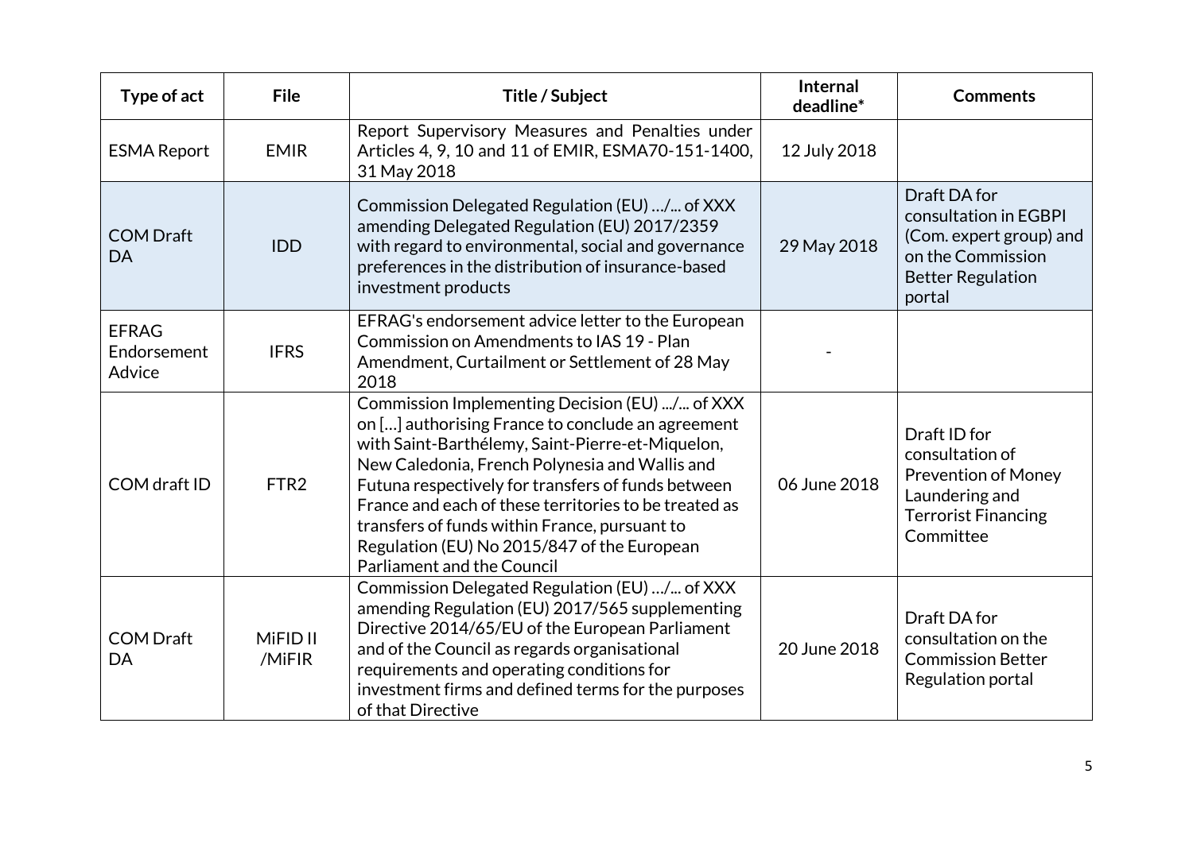| Type of act | File | Title / Subject | Internal deadline* | Comments |
|---|---|---|---|---|
| ESMA Report | EMIR | Report Supervisory Measures and Penalties under Articles 4, 9, 10 and 11 of EMIR, ESMA70-151-1400, 31 May 2018 | 12 July 2018 | |
| COM Draft DA | IDD | Commission Delegated Regulation (EU) …/... of XXX amending Delegated Regulation (EU) 2017/2359 with regard to environmental, social and governance preferences in the distribution of insurance-based investment products | 29 May 2018 | Draft DA for consultation in EGBPI (Com. expert group) and on the Commission Better Regulation portal |
| EFRAG Endorsement Advice | IFRS | EFRAG's endorsement advice letter to the European Commission on Amendments to IAS 19 - Plan Amendment, Curtailment or Settlement of 28 May 2018 | - | |
| COM draft ID | FTR2 | Commission Implementing Decision (EU) .../... of XXX on […] authorising France to conclude an agreement with Saint-Barthélemy, Saint-Pierre-et-Miquelon, New Caledonia, French Polynesia and Wallis and Futuna respectively for transfers of funds between France and each of these territories to be treated as transfers of funds within France, pursuant to Regulation (EU) No 2015/847 of the European Parliament and the Council | 06 June 2018 | Draft ID for consultation of Prevention of Money Laundering and Terrorist Financing Committee |
| COM Draft DA | MiFID II /MiFIR | Commission Delegated Regulation (EU) …/... of XXX amending Regulation (EU) 2017/565 supplementing Directive 2014/65/EU of the European Parliament and of the Council as regards organisational requirements and operating conditions for investment firms and defined terms for the purposes of that Directive | 20 June 2018 | Draft DA for consultation on the Commission Better Regulation portal |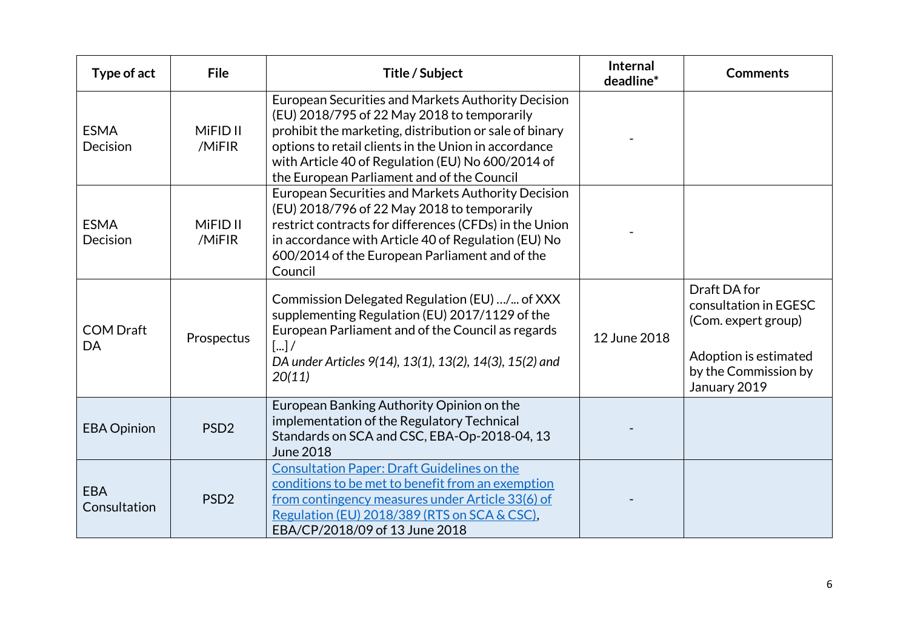| Type of act | File | Title / Subject | Internal deadline* | Comments |
|---|---|---|---|---|
| ESMA Decision | MiFID II /MiFIR | European Securities and Markets Authority Decision (EU) 2018/795 of 22 May 2018 to temporarily prohibit the marketing, distribution or sale of binary options to retail clients in the Union in accordance with Article 40 of Regulation (EU) No 600/2014 of the European Parliament and of the Council | - | |
| ESMA Decision | MiFID II /MiFIR | European Securities and Markets Authority Decision (EU) 2018/796 of 22 May 2018 to temporarily restrict contracts for differences (CFDs) in the Union in accordance with Article 40 of Regulation (EU) No 600/2014 of the European Parliament and of the Council | - | |
| COM Draft DA | Prospectus | Commission Delegated Regulation (EU) …/... of XXX supplementing Regulation (EU) 2017/1129 of the European Parliament and of the Council as regards [...] / *DA under Articles 9(14), 13(1), 13(2), 14(3), 15(2) and 20(11)* | 12 June 2018 | Draft DA for consultation in EGESC (Com. expert group)<br><br>Adoption is estimated by the Commission by January 2019 |
| EBA Opinion | PSD2 | European Banking Authority Opinion on the implementation of the Regulatory Technical Standards on SCA and CSC, EBA-Op-2018-04, 13 June 2018 | - | |
| EBA Consultation | PSD2 | Consultation Paper: Draft Guidelines on the conditions to be met to benefit from an exemption from contingency measures under Article 33(6) of Regulation (EU) 2018/389 (RTS on SCA & CSC), EBA/CP/2018/09 of 13 June 2018 | - | |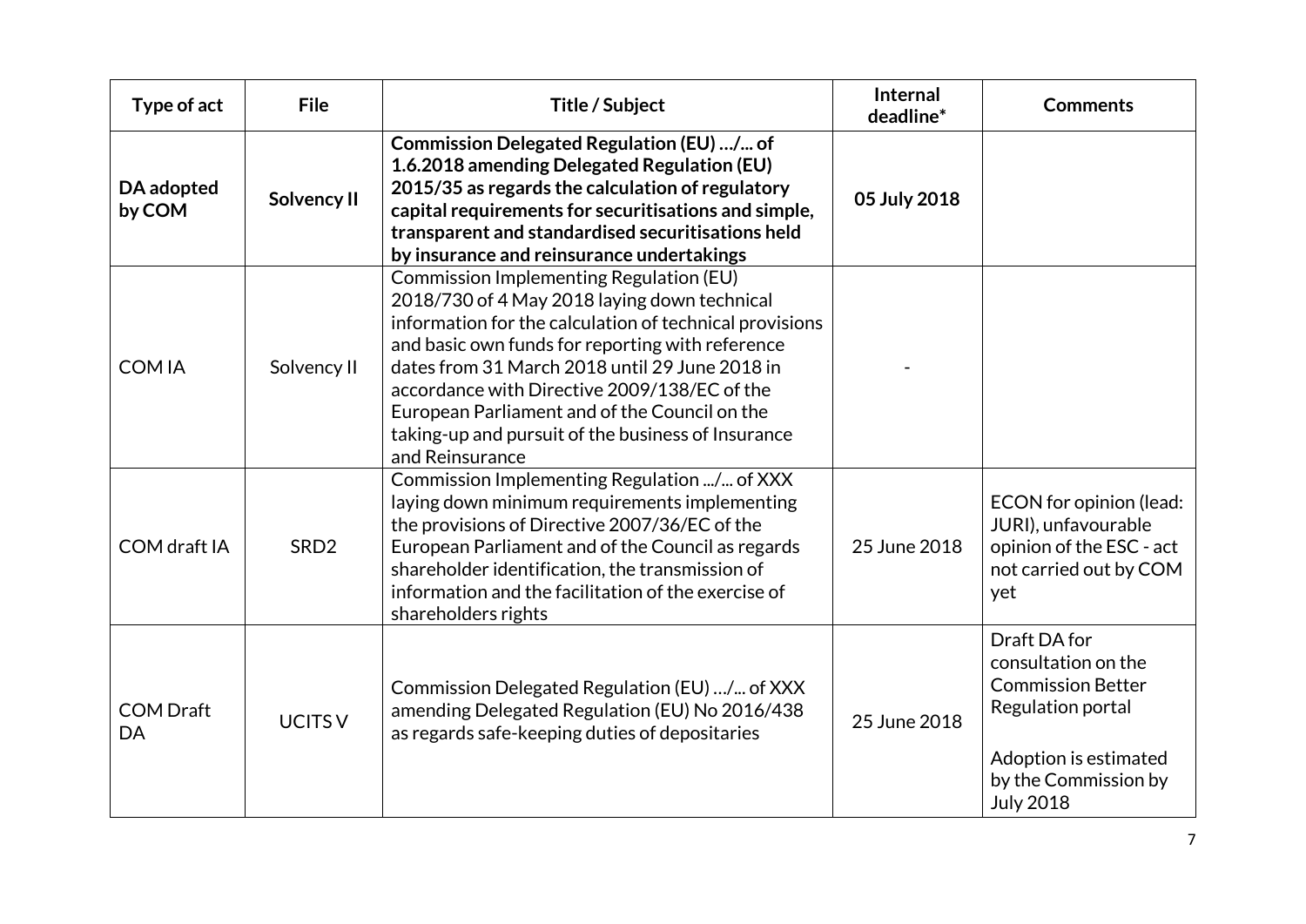| Type of act | File | Title / Subject | Internal deadline* | Comments |
|---|---|---|---|---|
| **DA adopted by COM** | **Solvency II** | **Commission Delegated Regulation (EU) …/... of 1.6.2018 amending Delegated Regulation (EU) 2015/35 as regards the calculation of regulatory capital requirements for securitisations and simple, transparent and standardised securitisations held by insurance and reinsurance undertakings** | **05 July 2018** | |
| COM IA | Solvency II | Commission Implementing Regulation (EU) 2018/730 of 4 May 2018 laying down technical information for the calculation of technical provisions and basic own funds for reporting with reference dates from 31 March 2018 until 29 June 2018 in accordance with Directive 2009/138/EC of the European Parliament and of the Council on the taking-up and pursuit of the business of Insurance and Reinsurance | - | |
| COM draft IA | SRD2 | Commission Implementing Regulation .../... of XXX laying down minimum requirements implementing the provisions of Directive 2007/36/EC of the European Parliament and of the Council as regards shareholder identification, the transmission of information and the facilitation of the exercise of shareholders rights | 25 June 2018 | ECON for opinion (lead: JURI), unfavourable opinion of the ESC - act not carried out by COM yet |
| COM Draft DA | UCITS V | Commission Delegated Regulation (EU) …/... of XXX amending Delegated Regulation (EU) No 2016/438 as regards safe-keeping duties of depositaries | 25 June 2018 | Draft DA for consultation on the Commission Better Regulation portal<br><br>Adoption is estimated by the Commission by July 2018 |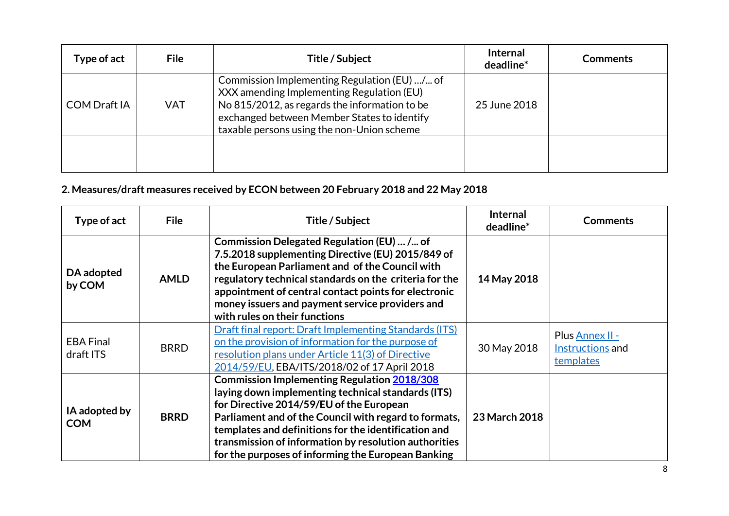| Type of act | File | Title / Subject | Internal deadline* | Comments |
|---|---|---|---|---|
| COM Draft IA | VAT | Commission Implementing Regulation (EU) …/... of XXX amending Implementing Regulation (EU) No 815/2012, as regards the information to be exchanged between Member States to identify taxable persons using the non-Union scheme | 25 June 2018 | |
| | | | | |

**2. Measures/draft measures received by ECON between 20 February 2018 and 22 May 2018**

| Type of act | File | Title / Subject | Internal deadline* | Comments |
|---|---|---|---|---|
| **DA adopted by COM** | **AMLD** | **Commission Delegated Regulation (EU) … /... of 7.5.2018 supplementing Directive (EU) 2015/849 of the European Parliament and of the Council with regulatory technical standards on the criteria for the appointment of central contact points for electronic money issuers and payment service providers and with rules on their functions** | **14 May 2018** | |
| EBA Final draft ITS | BRRD | Draft final report: Draft Implementing Standards (ITS) on the provision of information for the purpose of resolution plans under Article 11(3) of Directive 2014/59/EU, EBA/ITS/2018/02 of 17 April 2018 | 30 May 2018 | Plus Annex II - Instructions and templates |
| **IA adopted by COM** | **BRRD** | **Commission Implementing Regulation 2018/308 laying down implementing technical standards (ITS) for Directive 2014/59/EU of the European Parliament and of the Council with regard to formats, templates and definitions for the identification and transmission of information by resolution authorities for the purposes of informing the European Banking** | **23 March 2018** | |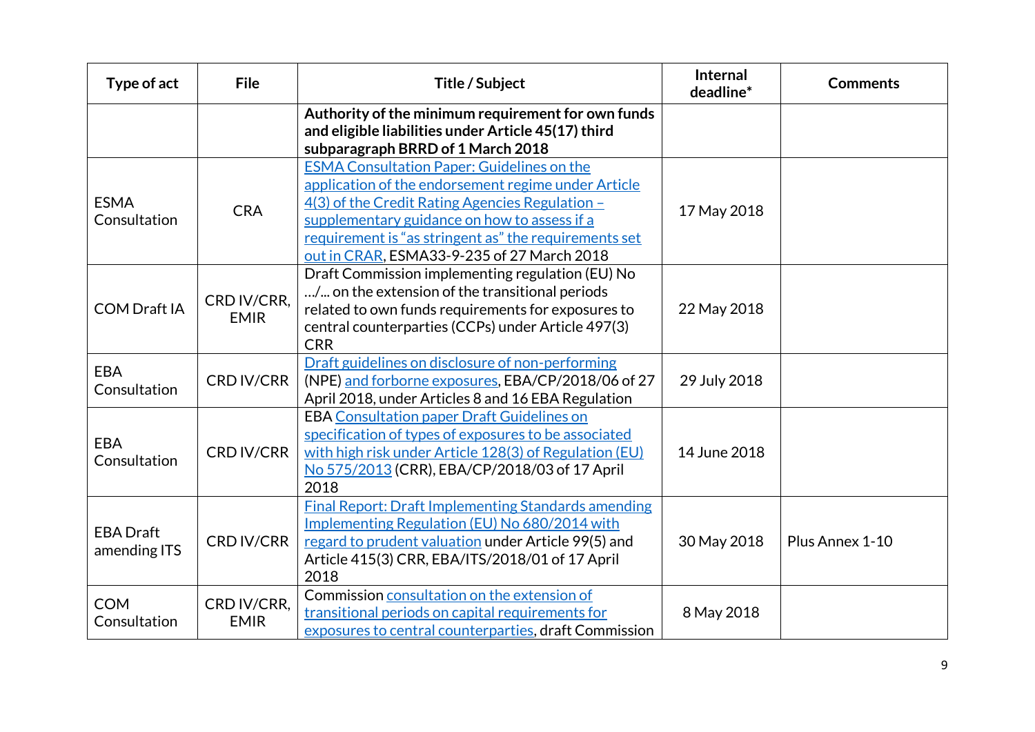| Type of act | File | Title / Subject | Internal deadline* | Comments |
|---|---|---|---|---|
| | | **Authority of the minimum requirement for own funds and eligible liabilities under Article 45(17) third subparagraph BRRD of 1 March 2018** | | |
| ESMA Consultation | CRA | ESMA Consultation Paper: Guidelines on the application of the endorsement regime under Article 4(3) of the Credit Rating Agencies Regulation – supplementary guidance on how to assess if a requirement is "as stringent as" the requirements set out in CRAR, ESMA33-9-235 of 27 March 2018 | 17 May 2018 | |
| COM Draft IA | CRD IV/CRR, EMIR | Draft Commission implementing regulation (EU) No …/... on the extension of the transitional periods related to own funds requirements for exposures to central counterparties (CCPs) under Article 497(3) CRR | 22 May 2018 | |
| EBA Consultation | CRD IV/CRR | Draft guidelines on disclosure of non-performing (NPE) and forborne exposures, EBA/CP/2018/06 of 27 April 2018, under Articles 8 and 16 EBA Regulation | 29 July 2018 | |
| EBA Consultation | CRD IV/CRR | EBA Consultation paper Draft Guidelines on specification of types of exposures to be associated with high risk under Article 128(3) of Regulation (EU) No 575/2013 (CRR), EBA/CP/2018/03 of 17 April 2018 | 14 June 2018 | |
| EBA Draft amending ITS | CRD IV/CRR | Final Report: Draft Implementing Standards amending Implementing Regulation (EU) No 680/2014 with regard to prudent valuation under Article 99(5) and Article 415(3) CRR, EBA/ITS/2018/01 of 17 April 2018 | 30 May 2018 | Plus Annex 1-10 |
| COM Consultation | CRD IV/CRR, EMIR | Commission consultation on the extension of transitional periods on capital requirements for exposures to central counterparties, draft Commission | 8 May 2018 | |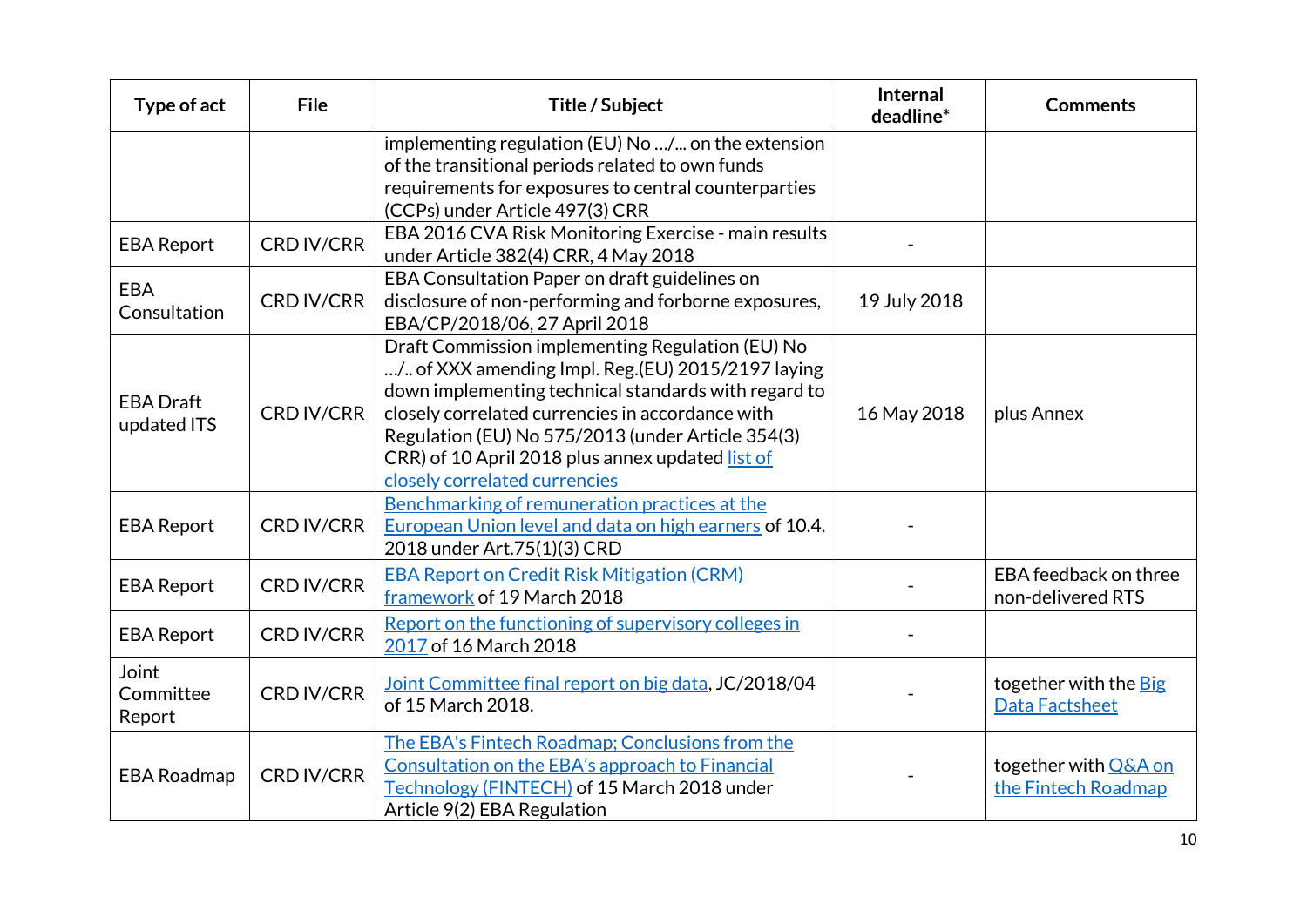| Type of act | File | Title / Subject | Internal deadline* | Comments |
|---|---|---|---|---|
| | | implementing regulation (EU) No …/... on the extension of the transitional periods related to own funds requirements for exposures to central counterparties (CCPs) under Article 497(3) CRR | | |
| EBA Report | CRD IV/CRR | EBA 2016 CVA Risk Monitoring Exercise - main results under Article 382(4) CRR, 4 May 2018 | - | |
| EBA Consultation | CRD IV/CRR | EBA Consultation Paper on draft guidelines on disclosure of non-performing and forborne exposures, EBA/CP/2018/06, 27 April 2018 | 19 July 2018 | |
| EBA Draft updated ITS | CRD IV/CRR | Draft Commission implementing Regulation (EU) No …/.. of XXX amending Impl. Reg.(EU) 2015/2197 laying down implementing technical standards with regard to closely correlated currencies in accordance with Regulation (EU) No 575/2013 (under Article 354(3) CRR) of 10 April 2018 plus annex updated list of closely correlated currencies | 16 May 2018 | plus Annex |
| EBA Report | CRD IV/CRR | Benchmarking of remuneration practices at the European Union level and data on high earners of 10.4. 2018 under Art.75(1)(3) CRD | - | |
| EBA Report | CRD IV/CRR | EBA Report on Credit Risk Mitigation (CRM) framework of 19 March 2018 | - | EBA feedback on three non-delivered RTS |
| EBA Report | CRD IV/CRR | Report on the functioning of supervisory colleges in 2017 of 16 March 2018 | - | |
| Joint Committee Report | CRD IV/CRR | Joint Committee final report on big data, JC/2018/04 of 15 March 2018. | - | together with the Big Data Factsheet |
| EBA Roadmap | CRD IV/CRR | The EBA's Fintech Roadmap; Conclusions from the Consultation on the EBA's approach to Financial Technology (FINTECH) of 15 March 2018 under Article 9(2) EBA Regulation | - | together with Q&A on the Fintech Roadmap |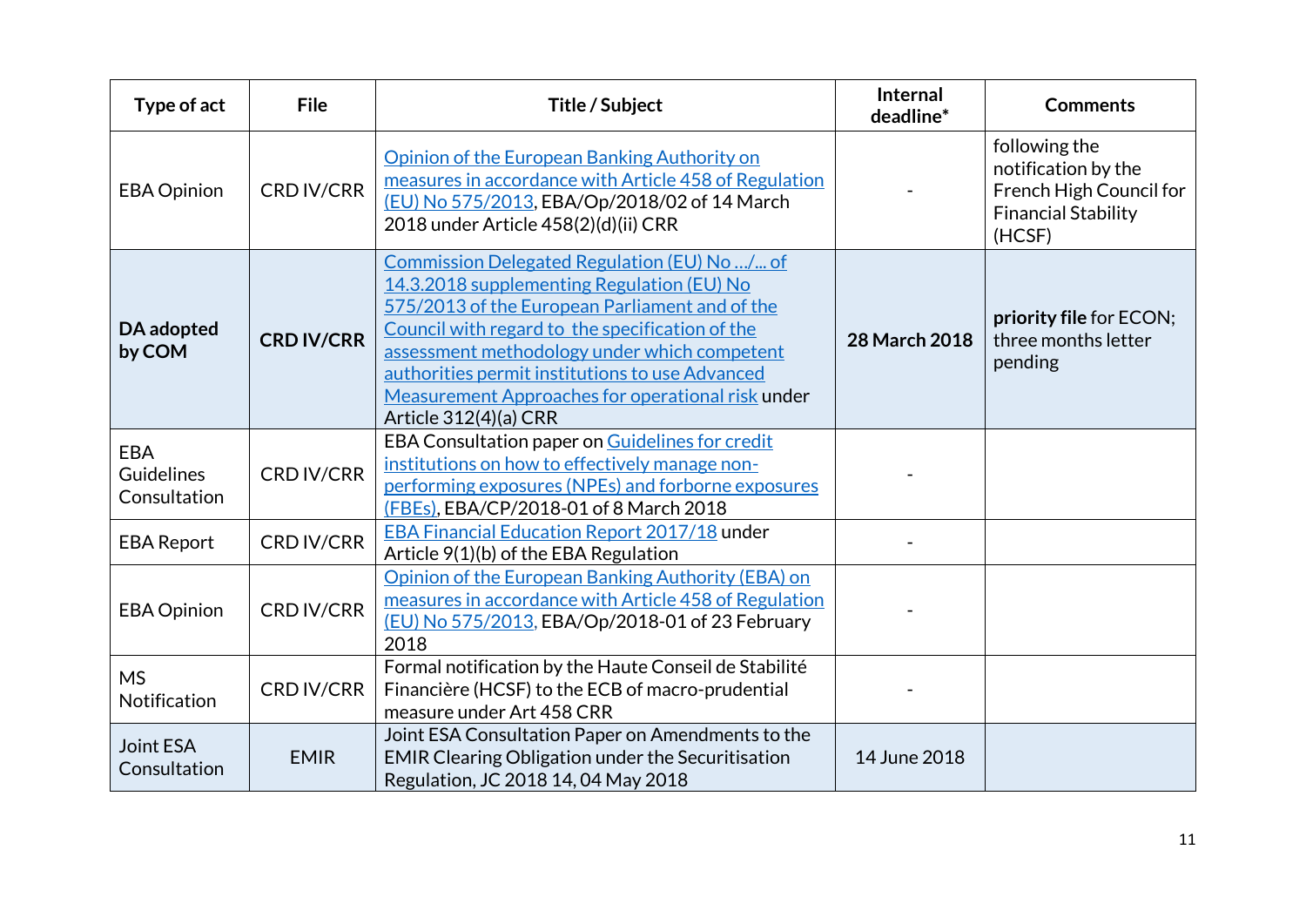| Type of act | File | Title / Subject | Internal deadline* | Comments |
|---|---|---|---|---|
| EBA Opinion | CRD IV/CRR | Opinion of the European Banking Authority on measures in accordance with Article 458 of Regulation (EU) No 575/2013, EBA/Op/2018/02 of 14 March 2018 under Article 458(2)(d)(ii) CRR | - | following the notification by the French High Council for Financial Stability (HCSF) |
| **DA adopted by COM** | **CRD IV/CRR** | Commission Delegated Regulation (EU) No .../... of 14.3.2018 supplementing Regulation (EU) No 575/2013 of the European Parliament and of the Council with regard to the specification of the assessment methodology under which competent authorities permit institutions to use Advanced Measurement Approaches for operational risk under Article 312(4)(a) CRR | **28 March 2018** | **priority file** for ECON; three months letter pending |
| EBA Guidelines Consultation | CRD IV/CRR | EBA Consultation paper on Guidelines for credit institutions on how to effectively manage non-performing exposures (NPEs) and forborne exposures (FBEs), EBA/CP/2018-01 of 8 March 2018 | - | |
| EBA Report | CRD IV/CRR | EBA Financial Education Report 2017/18 under Article 9(1)(b) of the EBA Regulation | - | |
| EBA Opinion | CRD IV/CRR | Opinion of the European Banking Authority (EBA) on measures in accordance with Article 458 of Regulation (EU) No 575/2013, EBA/Op/2018-01 of 23 February 2018 | - | |
| MS Notification | CRD IV/CRR | Formal notification by the Haute Conseil de Stabilité Financière (HCSF) to the ECB of macro-prudential measure under Art 458 CRR | - | |
| Joint ESA Consultation | EMIR | Joint ESA Consultation Paper on Amendments to the EMIR Clearing Obligation under the Securitisation Regulation, JC 2018 14, 04 May 2018 | 14 June 2018 | |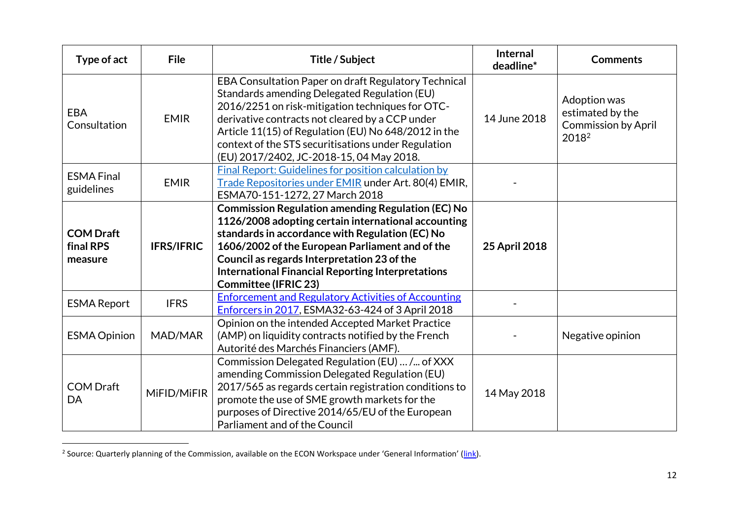| Type of act | File | Title / Subject | Internal deadline* | Comments |
|---|---|---|---|---|
| EBA Consultation | EMIR | EBA Consultation Paper on draft Regulatory Technical Standards amending Delegated Regulation (EU) 2016/2251 on risk-mitigation techniques for OTC-derivative contracts not cleared by a CCP under Article 11(15) of Regulation (EU) No 648/2012 in the context of the STS securitisations under Regulation (EU) 2017/2402, JC-2018-15, 04 May 2018. | 14 June 2018 | Adoption was estimated by the Commission by April 2018[2] |
| ESMA Final guidelines | EMIR | Final Report: Guidelines for position calculation by Trade Repositories under EMIR under Art. 80(4) EMIR, ESMA70-151-1272, 27 March 2018 | - | |
| **COM Draft final RPS measure** | **IFRS/IFRIC** | **Commission Regulation amending Regulation (EC) No 1126/2008 adopting certain international accounting standards in accordance with Regulation (EC) No 1606/2002 of the European Parliament and of the Council as regards Interpretation 23 of the International Financial Reporting Interpretations Committee (IFRIC 23)** | **25 April 2018** | |
| ESMA Report | IFRS | Enforcement and Regulatory Activities of Accounting Enforcers in 2017, ESMA32-63-424 of 3 April 2018 | - | |
| ESMA Opinion | MAD/MAR | Opinion on the intended Accepted Market Practice (AMP) on liquidity contracts notified by the French Autorité des Marchés Financiers (AMF). | - | Negative opinion |
| COM Draft DA | MiFID/MiFIR | Commission Delegated Regulation (EU) … /... of XXX amending Commission Delegated Regulation (EU) 2017/565 as regards certain registration conditions to promote the use of SME growth markets for the purposes of Directive 2014/65/EU of the European Parliament and of the Council | 14 May 2018 | |

[2] Source: Quarterly planning of the Commission, available on the ECON Workspace under 'General Information' (link).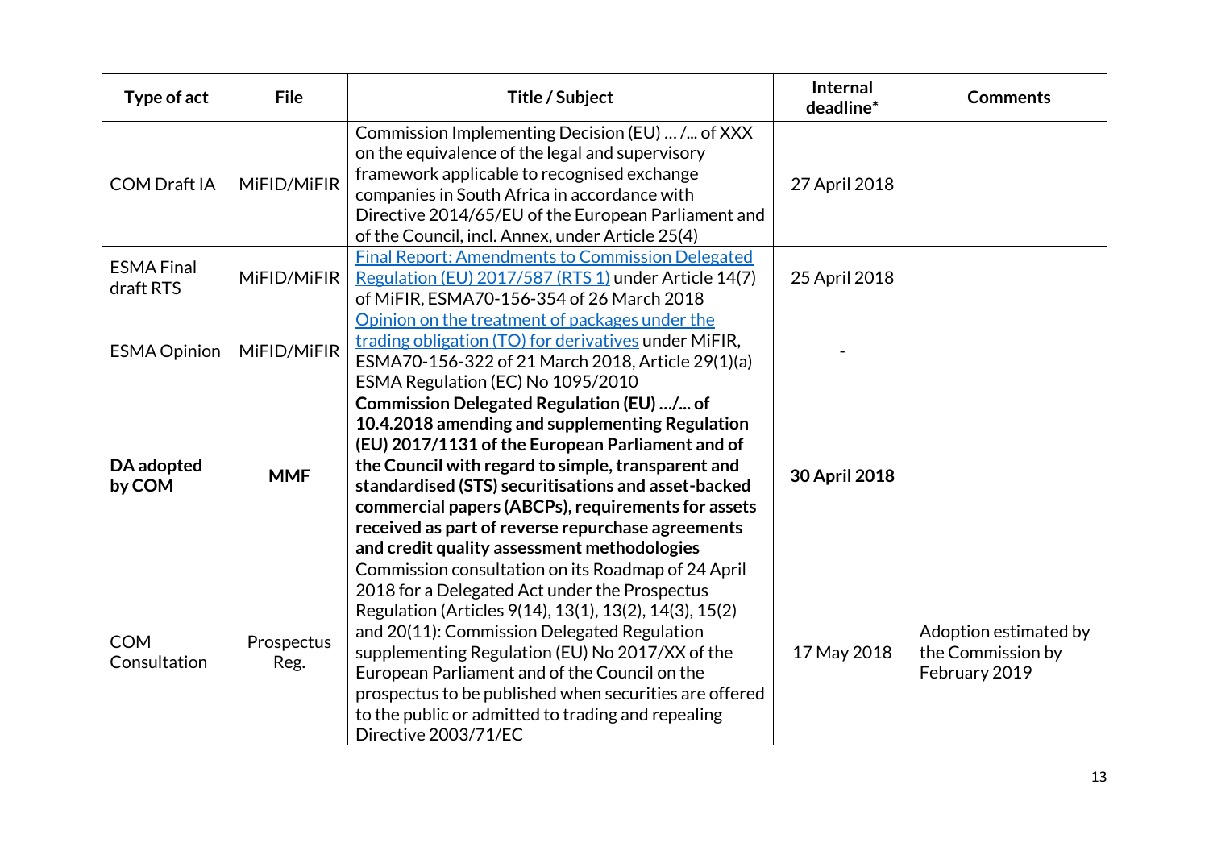| Type of act | File | Title / Subject | Internal deadline* | Comments |
|---|---|---|---|---|
| COM Draft IA | MiFID/MiFIR | Commission Implementing Decision (EU) … /... of XXX on the equivalence of the legal and supervisory framework applicable to recognised exchange companies in South Africa in accordance with Directive 2014/65/EU of the European Parliament and of the Council, incl. Annex, under Article 25(4) | 27 April 2018 | |
| ESMA Final draft RTS | MiFID/MiFIR | Final Report: Amendments to Commission Delegated Regulation (EU) 2017/587 (RTS 1) under Article 14(7) of MiFIR, ESMA70-156-354 of 26 March 2018 | 25 April 2018 | |
| ESMA Opinion | MiFID/MiFIR | Opinion on the treatment of packages under the trading obligation (TO) for derivatives under MiFIR, ESMA70-156-322 of 21 March 2018, Article 29(1)(a) ESMA Regulation (EC) No 1095/2010 | - | |
| **DA adopted by COM** | **MMF** | **Commission Delegated Regulation (EU) …/... of 10.4.2018 amending and supplementing Regulation (EU) 2017/1131 of the European Parliament and of the Council with regard to simple, transparent and standardised (STS) securitisations and asset-backed commercial papers (ABCPs), requirements for assets received as part of reverse repurchase agreements and credit quality assessment methodologies** | **30 April 2018** | |
| COM Consultation | Prospectus Reg. | Commission consultation on its Roadmap of 24 April 2018 for a Delegated Act under the Prospectus Regulation (Articles 9(14), 13(1), 13(2), 14(3), 15(2) and 20(11): Commission Delegated Regulation supplementing Regulation (EU) No 2017/XX of the European Parliament and of the Council on the prospectus to be published when securities are offered to the public or admitted to trading and repealing Directive 2003/71/EC | 17 May 2018 | Adoption estimated by the Commission by February 2019 |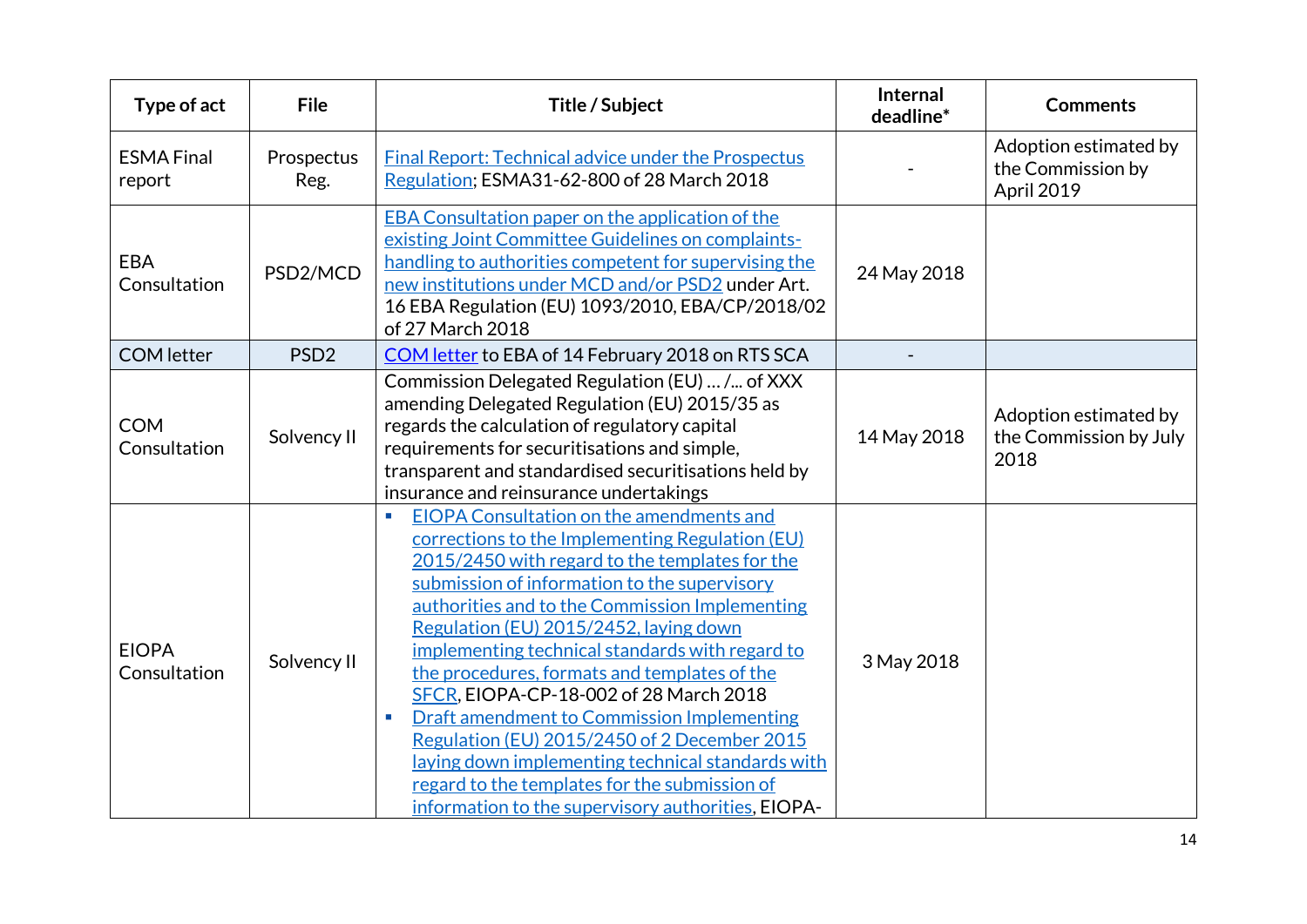| Type of act | File | Title / Subject | Internal deadline* | Comments |
|---|---|---|---|---|
| ESMA Final report | Prospectus Reg. | Final Report: Technical advice under the Prospectus Regulation; ESMA31-62-800 of 28 March 2018 | - | Adoption estimated by the Commission by April 2019 |
| EBA Consultation | PSD2/MCD | EBA Consultation paper on the application of the existing Joint Committee Guidelines on complaints-handling to authorities competent for supervising the new institutions under MCD and/or PSD2 under Art. 16 EBA Regulation (EU) 1093/2010, EBA/CP/2018/02 of 27 March 2018 | 24 May 2018 | |
| COM letter | PSD2 | COM letter to EBA of 14 February 2018 on RTS SCA | - | |
| COM Consultation | Solvency II | Commission Delegated Regulation (EU) … /... of XXX amending Delegated Regulation (EU) 2015/35 as regards the calculation of regulatory capital requirements for securitisations and simple, transparent and standardised securitisations held by insurance and reinsurance undertakings | 14 May 2018 | Adoption estimated by the Commission by July 2018 |
| EIOPA Consultation | Solvency II | ▪ EIOPA Consultation on the amendments and corrections to the Implementing Regulation (EU) 2015/2450 with regard to the templates for the submission of information to the supervisory authorities and to the Commission Implementing Regulation (EU) 2015/2452, laying down implementing technical standards with regard to the procedures, formats and templates of the SFCR, EIOPA-CP-18-002 of 28 March 2018<br>▪ Draft amendment to Commission Implementing Regulation (EU) 2015/2450 of 2 December 2015 laying down implementing technical standards with regard to the templates for the submission of information to the supervisory authorities, EIOPA- | 3 May 2018 | |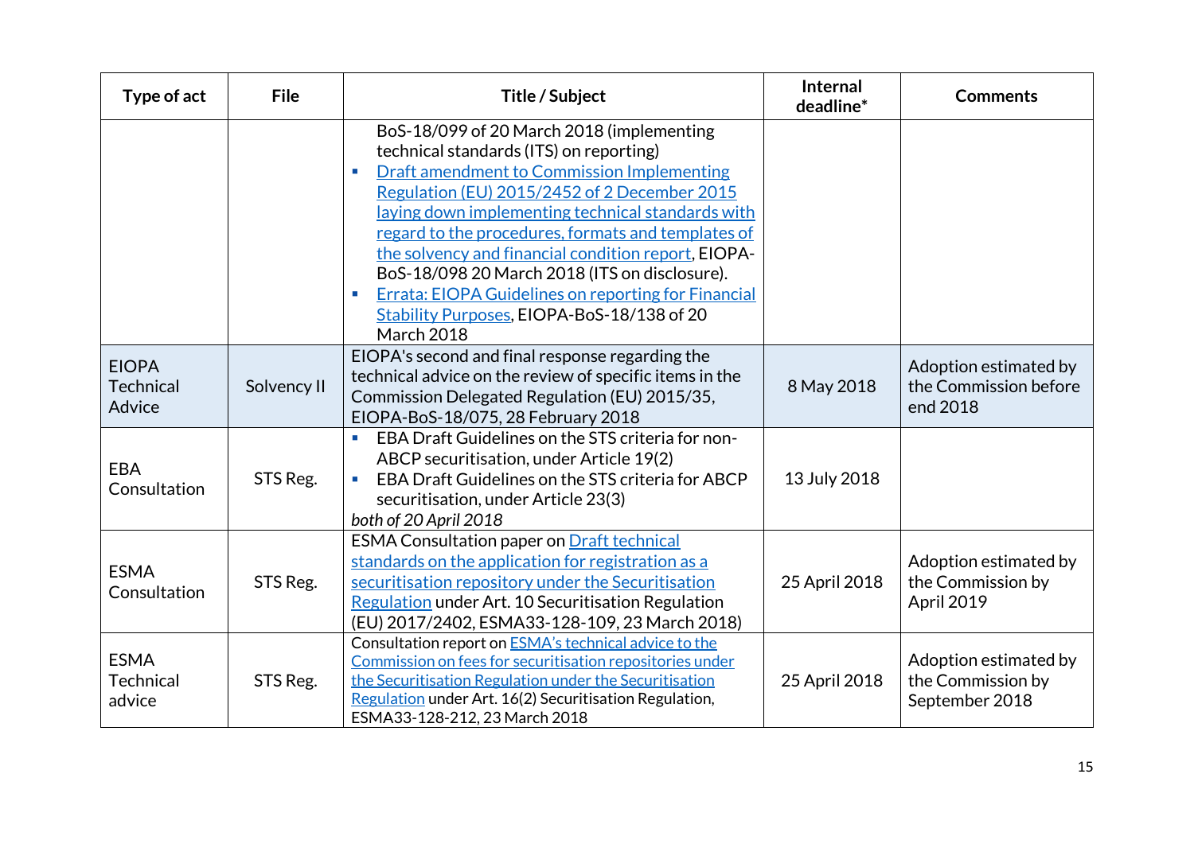| Type of act | File | Title / Subject | Internal deadline* | Comments |
|---|---|---|---|---|
| | | BoS-18/099 of 20 March 2018 (implementing technical standards (ITS) on reporting)<br>▪ Draft amendment to Commission Implementing Regulation (EU) 2015/2452 of 2 December 2015 laying down implementing technical standards with regard to the procedures, formats and templates of the solvency and financial condition report, EIOPA-BoS-18/098 20 March 2018 (ITS on disclosure).<br>▪ Errata: EIOPA Guidelines on reporting for Financial Stability Purposes, EIOPA-BoS-18/138 of 20 March 2018 | | |
| EIOPA Technical Advice | Solvency II | EIOPA's second and final response regarding the technical advice on the review of specific items in the Commission Delegated Regulation (EU) 2015/35, EIOPA-BoS-18/075, 28 February 2018 | 8 May 2018 | Adoption estimated by the Commission before end 2018 |
| EBA Consultation | STS Reg. | ▪ EBA Draft Guidelines on the STS criteria for non-ABCP securitisation, under Article 19(2)<br>▪ EBA Draft Guidelines on the STS criteria for ABCP securitisation, under Article 23(3)<br>*both of 20 April 2018* | 13 July 2018 | |
| ESMA Consultation | STS Reg. | ESMA Consultation paper on Draft technical standards on the application for registration as a securitisation repository under the Securitisation Regulation under Art. 10 Securitisation Regulation (EU) 2017/2402, ESMA33-128-109, 23 March 2018) | 25 April 2018 | Adoption estimated by the Commission by April 2019 |
| ESMA Technical advice | STS Reg. | Consultation report on ESMA's technical advice to the Commission on fees for securitisation repositories under the Securitisation Regulation under the Securitisation Regulation under Art. 16(2) Securitisation Regulation, ESMA33-128-212, 23 March 2018 | 25 April 2018 | Adoption estimated by the Commission by September 2018 |